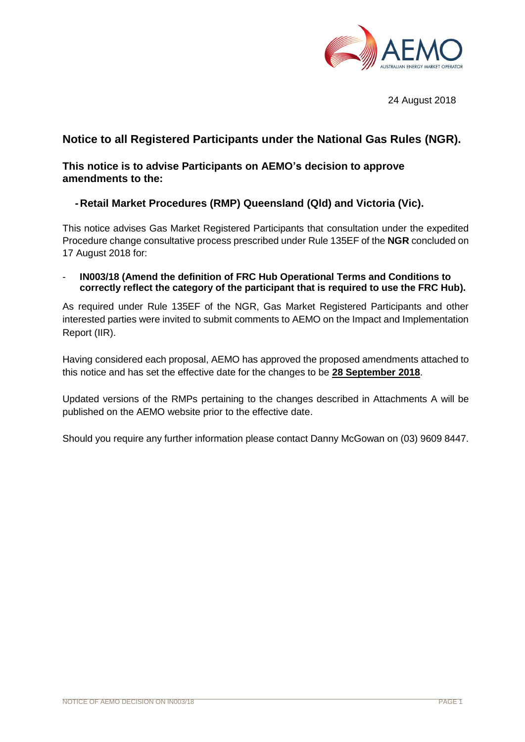24 August 2018

## Notice to all Registered Participants under the National Gas Rules (NGR).

### This notice is to advise Participants on AEMO's decision to approve amendments to the:

- **Retail Market Procedures (RMP) Queensland (Qld) and Victoria (Vic).**

This notice advises Gas Market Registered Participants that consultation under the expedited Procedure change consultative process prescribed under Rule 135EF of the **NGR** concluded on 17 August 2018 for:

- **IN003/18 (Amend the definition of FRC Hub Operational Terms and Conditions to correctly reflect the category of the participant that is required to use the FRC Hub).**

As required under Rule 135EF of the NGR, Gas Market Registered Participants and other interested parties were invited to submit comments to AEMO on the Impact and Implementation Report (IIR).

Having considered each proposal, AEMO has approved the proposed amendments attached to this notice and has set the effective date for the changes to be **28 September 2018**.

Updated versions of the RMPs pertaining to the changes described in Attachments A will be published on the AEMO website prior to the effective date.

Should you require any further information please contact Danny McGowan on (03) 9609 8447.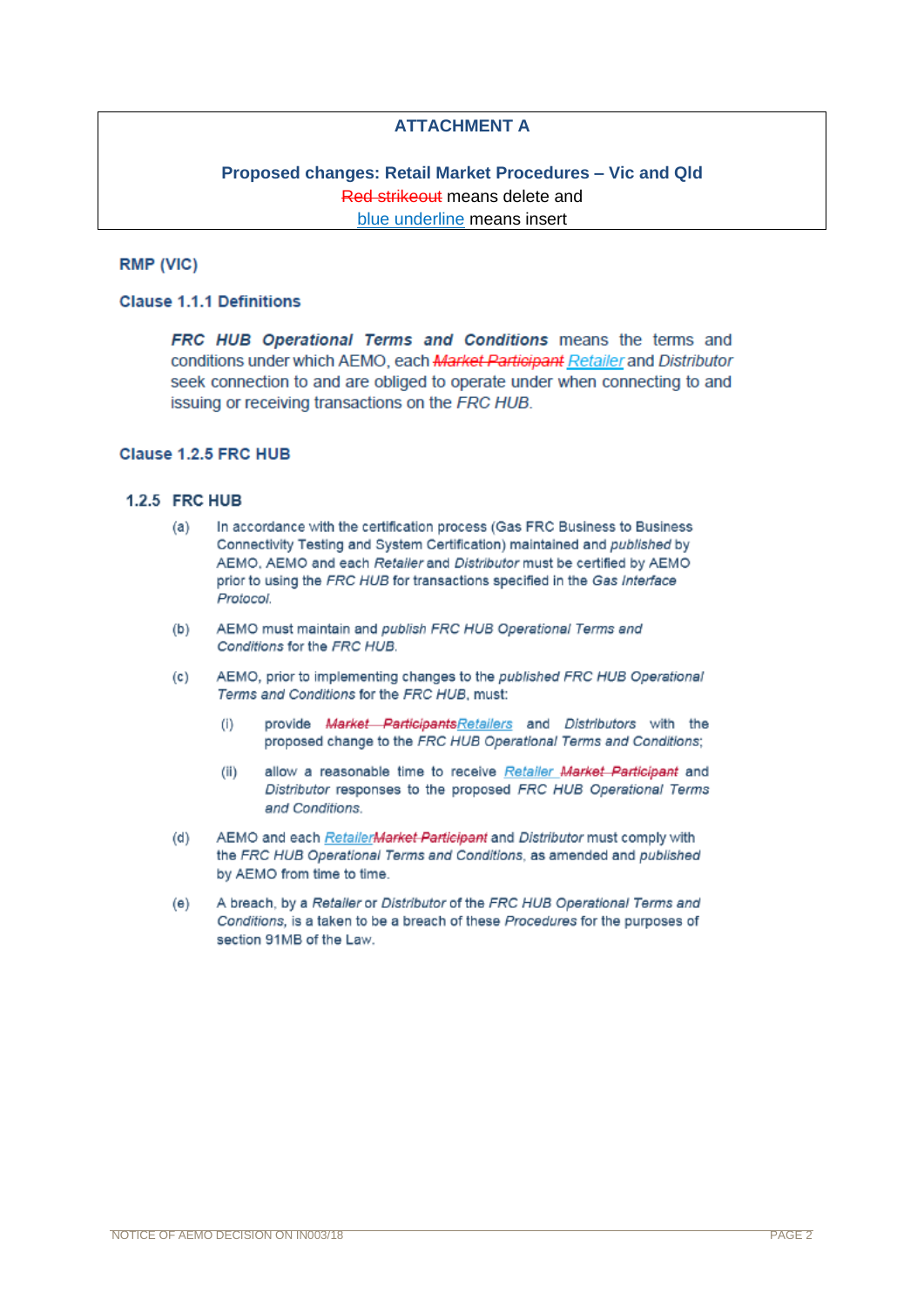**ATTACHMENT A**

**Proposed changes: Retail Market Procedures – Vic and Qld**

~~Red strikeout~~ means delete and
<u>blue underline</u> means insert

### RMP (VIC)

#### Clause 1.1.1 Definitions

***FRC HUB Operational Terms and Conditions*** means the terms and conditions under which AEMO, each ~~*Market Participant*~~ <u>*Retailer*</u> and *Distributor* seek connection to and are obliged to operate under when connecting to and issuing or receiving transactions on the *FRC HUB*.

#### Clause 1.2.5 FRC HUB

#### 1.2.5 FRC HUB

(a) In accordance with the certification process (Gas FRC Business to Business Connectivity Testing and System Certification) maintained and *published* by AEMO, AEMO and each *Retailer* and *Distributor* must be certified by AEMO prior to using the *FRC HUB* for transactions specified in the *Gas Interface Protocol*.

(b) AEMO must maintain and *publish FRC HUB Operational Terms and Conditions* for the *FRC HUB*.

(c) AEMO, prior to implementing changes to the *published FRC HUB Operational Terms and Conditions* for the *FRC HUB*, must:

   (i) provide ~~*Market Participants*~~<u>*Retailers*</u> and *Distributors* with the proposed change to the *FRC HUB Operational Terms and Conditions*;

   (ii) allow a reasonable time to receive <u>*Retailer*</u> ~~*Market Participant*~~ and *Distributor* responses to the proposed *FRC HUB Operational Terms and Conditions*.

(d) AEMO and each <u>*Retailer*</u>~~*Market Participant*~~ and *Distributor* must comply with the *FRC HUB Operational Terms and Conditions*, as amended and *published* by AEMO from time to time.

(e) A breach, by a *Retailer* or *Distributor* of the *FRC HUB Operational Terms and Conditions*, is a taken to be a breach of these *Procedures* for the purposes of section 91MB of the Law.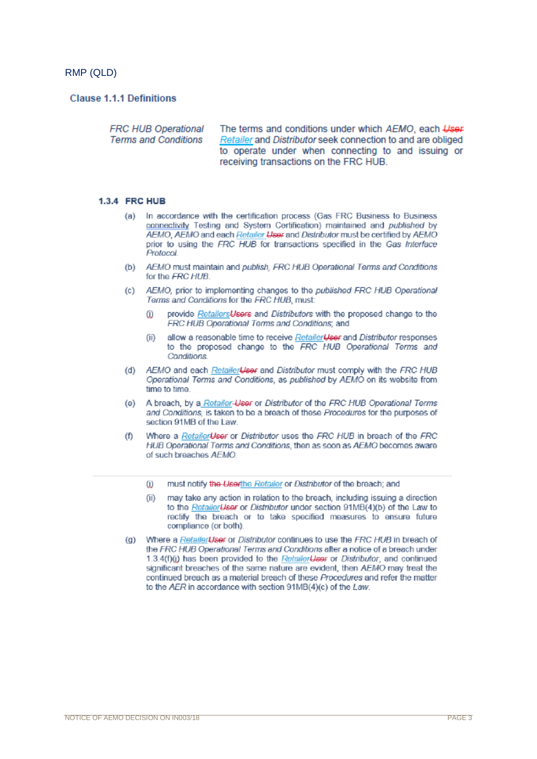RMP (QLD)

### Clause 1.1.1 Definitions

| | |
|---|---|
| *FRC HUB Operational Terms and Conditions* | The terms and conditions under which *AEMO*, each ~~User~~ Retailer and *Distributor* seek connection to and are obliged to operate under when connecting to and issuing or receiving transactions on the FRC HUB. |

### 1.3.4 FRC HUB

(a) In accordance with the certification process (Gas FRC Business to Business connectivity Testing and System Certification) maintained and *published* by *AEMO*, *AEMO* and each *Retailer* ~~*User*~~ and *Distributor* must be certified by *AEMO* prior to using the *FRC HUB* for transactions specified in the *Gas Interface Protocol*.

(b) *AEMO* must maintain and *publish*, *FRC HUB Operational Terms and Conditions* for the *FRC HUB*.

(c) *AEMO*, prior to implementing changes to the *published FRC HUB Operational Terms and Conditions* for the *FRC HUB*, must:

(i) provide *Retailers*~~*Users*~~ and *Distributors* with the proposed change to the *FRC HUB Operational Terms and Conditions*; and

(ii) allow a reasonable time to receive *Retailer*~~*User*~~ and *Distributor* responses to the proposed change to the *FRC HUB Operational Terms and Conditions*.

(d) *AEMO* and each *Retailer*~~*User*~~ and *Distributor* must comply with the *FRC HUB Operational Terms and Conditions*, as *published* by *AEMO* on its website from time to time.

(e) A breach, by a *Retailer* ~~*User*~~ or *Distributor* of the *FRC HUB Operational Terms and Conditions*, is taken to be a breach of these *Procedures* for the purposes of section 91MB of the Law.

(f) Where a *Retailer*~~*User*~~ or *Distributor* uses the *FRC HUB* in breach of the *FRC HUB Operational Terms and Conditions*, then as soon as *AEMO* becomes aware of such breaches *AEMO*:

(i) must notify ~~the *User*~~the *Retailer* or *Distributor* of the breach; and

(ii) may take any action in relation to the breach, including issuing a direction to the *Retailer*~~*User*~~ or *Distributor* under section 91MB(4)(b) of the Law to rectify the breach or to take specified measures to ensure future compliance (or both).

(g) Where a *Retailer*~~*User*~~ or *Distributor* continues to use the *FRC HUB* in breach of the *FRC HUB Operational Terms and Conditions* after a notice of a breach under 1.3.4(f)(i) has been provided to the *Retailer*~~*User*~~ or *Distributor*, and continued significant breaches of the same nature are evident, then *AEMO* may treat the continued breach as a material breach of these *Procedures* and refer the matter to the *AER* in accordance with section 91MB(4)(c) of the *Law*.